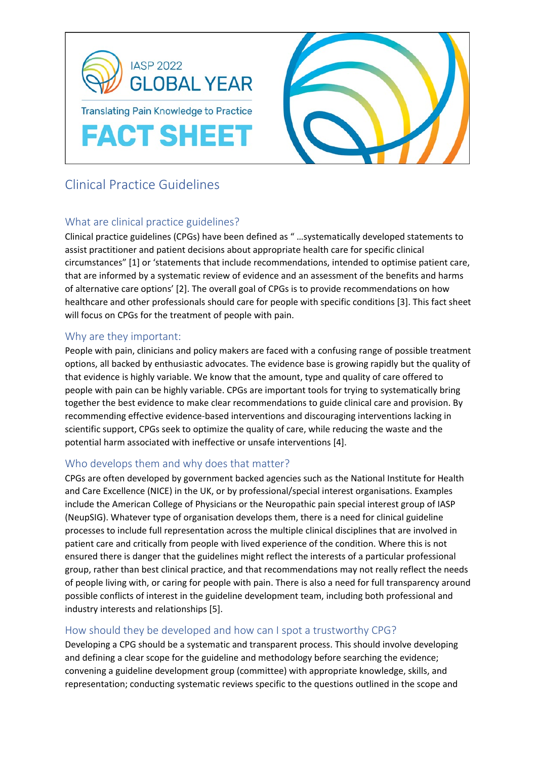IASP 2022 GLOBAL YEAR

Translating Pain Knowledge to Practice

**FACT SHEET**

# Clinical Practice Guidelines

## What are clinical practice guidelines?

Clinical practice guidelines (CPGs) have been defined as " …systematically developed statements to assist practitioner and patient decisions about appropriate health care for specific clinical circumstances" [1] or 'statements that include recommendations, intended to optimise patient care, that are informed by a systematic review of evidence and an assessment of the benefits and harms of alternative care options' [2]. The overall goal of CPGs is to provide recommendations on how healthcare and other professionals should care for people with specific conditions [3]. This fact sheet will focus on CPGs for the treatment of people with pain.

## Why are they important:

People with pain, clinicians and policy makers are faced with a confusing range of possible treatment options, all backed by enthusiastic advocates. The evidence base is growing rapidly but the quality of that evidence is highly variable. We know that the amount, type and quality of care offered to people with pain can be highly variable. CPGs are important tools for trying to systematically bring together the best evidence to make clear recommendations to guide clinical care and provision. By recommending effective evidence-based interventions and discouraging interventions lacking in scientific support, CPGs seek to optimize the quality of care, while reducing the waste and the potential harm associated with ineffective or unsafe interventions [4].

## Who develops them and why does that matter?

CPGs are often developed by government backed agencies such as the National Institute for Health and Care Excellence (NICE) in the UK, or by professional/special interest organisations. Examples include the American College of Physicians or the Neuropathic pain special interest group of IASP (NeupSIG). Whatever type of organisation develops them, there is a need for clinical guideline processes to include full representation across the multiple clinical disciplines that are involved in patient care and critically from people with lived experience of the condition. Where this is not ensured there is danger that the guidelines might reflect the interests of a particular professional group, rather than best clinical practice, and that recommendations may not really reflect the needs of people living with, or caring for people with pain. There is also a need for full transparency around possible conflicts of interest in the guideline development team, including both professional and industry interests and relationships [5].

## How should they be developed and how can I spot a trustworthy CPG?

Developing a CPG should be a systematic and transparent process. This should involve developing and defining a clear scope for the guideline and methodology before searching the evidence; convening a guideline development group (committee) with appropriate knowledge, skills, and representation; conducting systematic reviews specific to the questions outlined in the scope and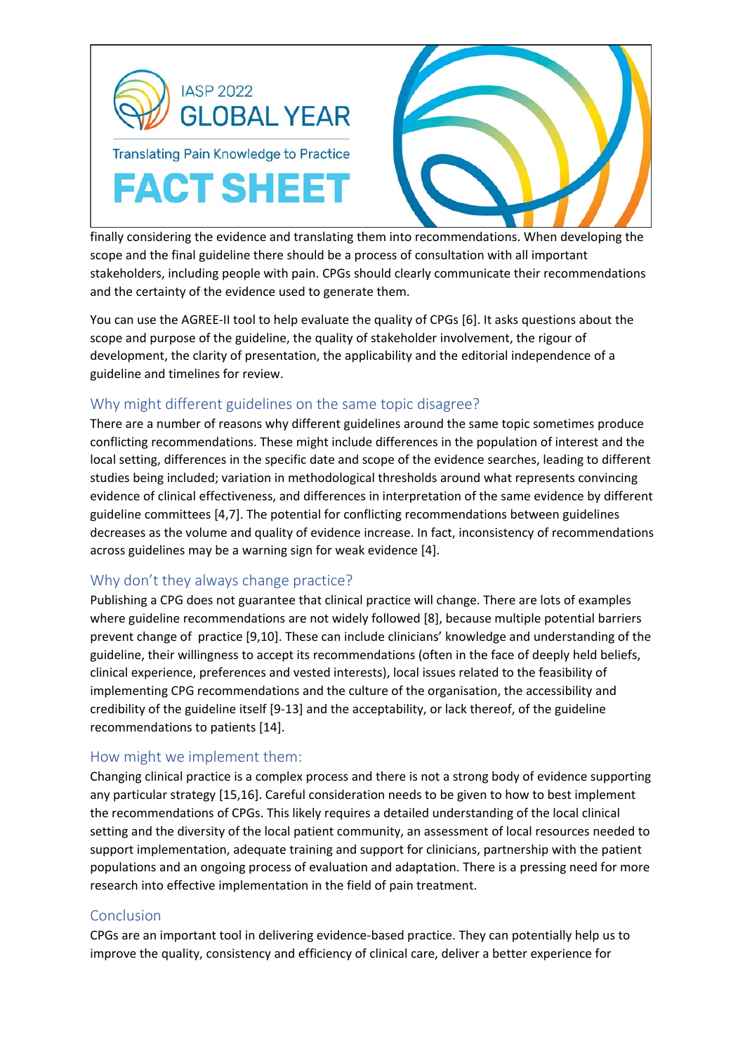finally considering the evidence and translating them into recommendations. When developing the scope and the final guideline there should be a process of consultation with all important stakeholders, including people with pain. CPGs should clearly communicate their recommendations and the certainty of the evidence used to generate them.

You can use the AGREE-II tool to help evaluate the quality of CPGs [6]. It asks questions about the scope and purpose of the guideline, the quality of stakeholder involvement, the rigour of development, the clarity of presentation, the applicability and the editorial independence of a guideline and timelines for review.

## Why might different guidelines on the same topic disagree?

There are a number of reasons why different guidelines around the same topic sometimes produce conflicting recommendations. These might include differences in the population of interest and the local setting, differences in the specific date and scope of the evidence searches, leading to different studies being included; variation in methodological thresholds around what represents convincing evidence of clinical effectiveness, and differences in interpretation of the same evidence by different guideline committees [4,7]. The potential for conflicting recommendations between guidelines decreases as the volume and quality of evidence increase. In fact, inconsistency of recommendations across guidelines may be a warning sign for weak evidence [4].

## Why don't they always change practice?

Publishing a CPG does not guarantee that clinical practice will change. There are lots of examples where guideline recommendations are not widely followed [8], because multiple potential barriers prevent change of practice [9,10]. These can include clinicians' knowledge and understanding of the guideline, their willingness to accept its recommendations (often in the face of deeply held beliefs, clinical experience, preferences and vested interests), local issues related to the feasibility of implementing CPG recommendations and the culture of the organisation, the accessibility and credibility of the guideline itself [9-13] and the acceptability, or lack thereof, of the guideline recommendations to patients [14].

## How might we implement them:

Changing clinical practice is a complex process and there is not a strong body of evidence supporting any particular strategy [15,16]. Careful consideration needs to be given to how to best implement the recommendations of CPGs. This likely requires a detailed understanding of the local clinical setting and the diversity of the local patient community, an assessment of local resources needed to support implementation, adequate training and support for clinicians, partnership with the patient populations and an ongoing process of evaluation and adaptation. There is a pressing need for more research into effective implementation in the field of pain treatment.

## Conclusion

CPGs are an important tool in delivering evidence-based practice. They can potentially help us to improve the quality, consistency and efficiency of clinical care, deliver a better experience for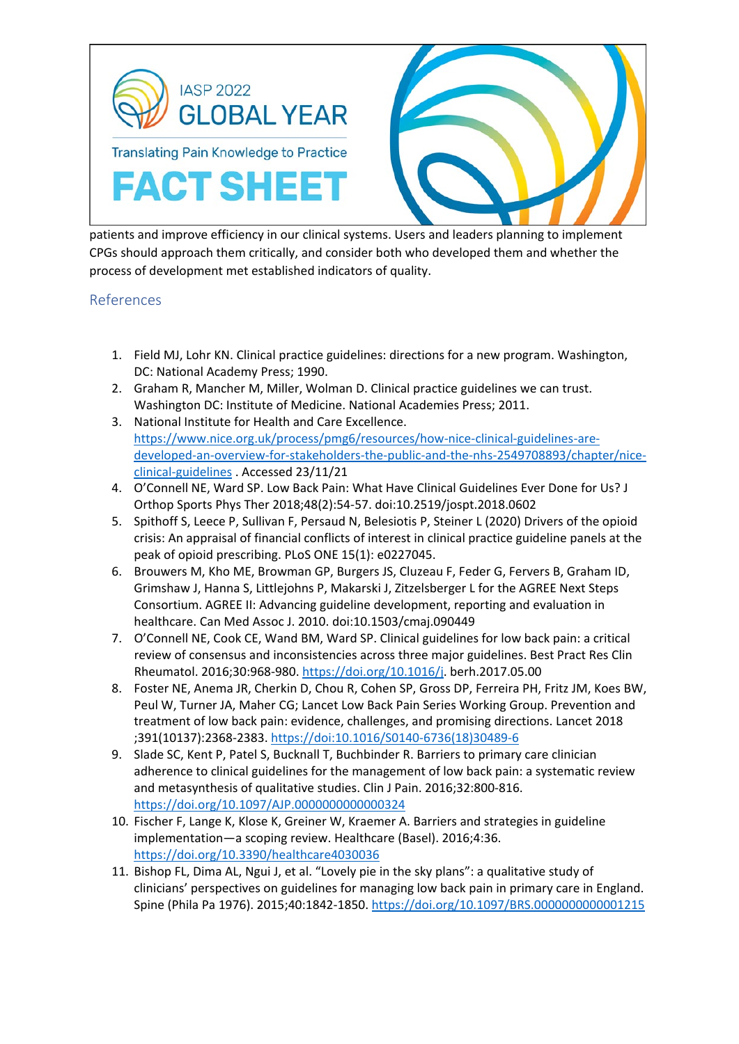patients and improve efficiency in our clinical systems. Users and leaders planning to implement CPGs should approach them critically, and consider both who developed them and whether the process of development met established indicators of quality.

## References

1. Field MJ, Lohr KN. Clinical practice guidelines: directions for a new program. Washington, DC: National Academy Press; 1990.
2. Graham R, Mancher M, Miller, Wolman D. Clinical practice guidelines we can trust. Washington DC: Institute of Medicine. National Academies Press; 2011.
3. National Institute for Health and Care Excellence. https://www.nice.org.uk/process/pmg6/resources/how-nice-clinical-guidelines-are-developed-an-overview-for-stakeholders-the-public-and-the-nhs-2549708893/chapter/nice-clinical-guidelines . Accessed 23/11/21
4. O'Connell NE, Ward SP. Low Back Pain: What Have Clinical Guidelines Ever Done for Us? J Orthop Sports Phys Ther 2018;48(2):54-57. doi:10.2519/jospt.2018.0602
5. Spithoff S, Leece P, Sullivan F, Persaud N, Belesiotis P, Steiner L (2020) Drivers of the opioid crisis: An appraisal of financial conflicts of interest in clinical practice guideline panels at the peak of opioid prescribing. PLoS ONE 15(1): e0227045.
6. Brouwers M, Kho ME, Browman GP, Burgers JS, Cluzeau F, Feder G, Fervers B, Graham ID, Grimshaw J, Hanna S, Littlejohns P, Makarski J, Zitzelsberger L for the AGREE Next Steps Consortium. AGREE II: Advancing guideline development, reporting and evaluation in healthcare. Can Med Assoc J. 2010. doi:10.1503/cmaj.090449
7. O'Connell NE, Cook CE, Wand BM, Ward SP. Clinical guidelines for low back pain: a critical review of consensus and inconsistencies across three major guidelines. Best Pract Res Clin Rheumatol. 2016;30:968-980. https://doi.org/10.1016/j. berh.2017.05.00
8. Foster NE, Anema JR, Cherkin D, Chou R, Cohen SP, Gross DP, Ferreira PH, Fritz JM, Koes BW, Peul W, Turner JA, Maher CG; Lancet Low Back Pain Series Working Group. Prevention and treatment of low back pain: evidence, challenges, and promising directions. Lancet 2018 ;391(10137):2368-2383. https://doi:10.1016/S0140-6736(18)30489-6
9. Slade SC, Kent P, Patel S, Bucknall T, Buchbinder R. Barriers to primary care clinician adherence to clinical guidelines for the management of low back pain: a systematic review and metasynthesis of qualitative studies. Clin J Pain. 2016;32:800-816. https://doi.org/10.1097/AJP.0000000000000324
10. Fischer F, Lange K, Klose K, Greiner W, Kraemer A. Barriers and strategies in guideline implementation—a scoping review. Healthcare (Basel). 2016;4:36. https://doi.org/10.3390/healthcare4030036
11. Bishop FL, Dima AL, Ngui J, et al. "Lovely pie in the sky plans": a qualitative study of clinicians' perspectives on guidelines for managing low back pain in primary care in England. Spine (Phila Pa 1976). 2015;40:1842-1850. https://doi.org/10.1097/BRS.0000000000001215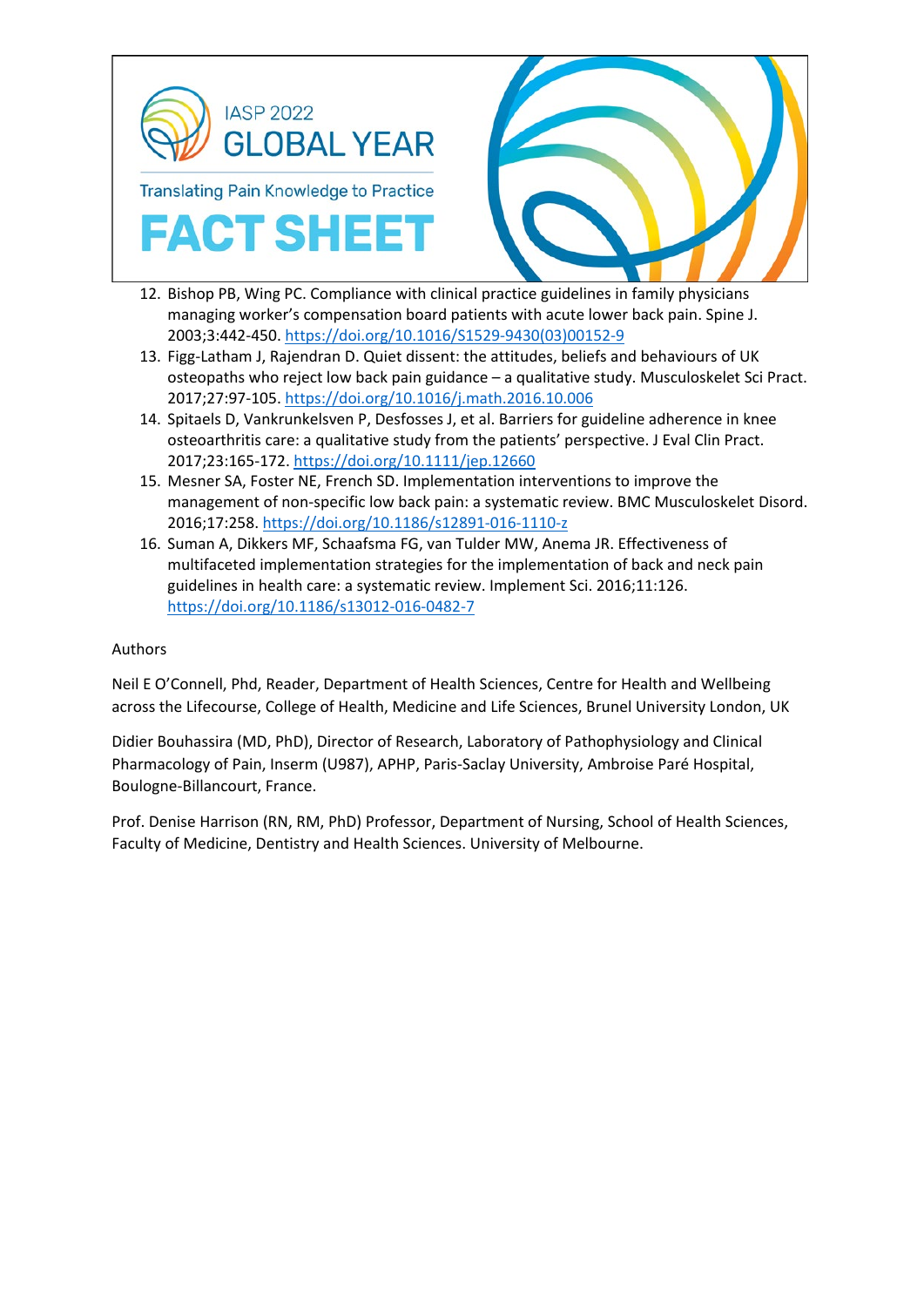12. Bishop PB, Wing PC. Compliance with clinical practice guidelines in family physicians managing worker's compensation board patients with acute lower back pain. Spine J. 2003;3:442-450. https://doi.org/10.1016/S1529-9430(03)00152-9
13. Figg-Latham J, Rajendran D. Quiet dissent: the attitudes, beliefs and behaviours of UK osteopaths who reject low back pain guidance – a qualitative study. Musculoskelet Sci Pract. 2017;27:97-105. https://doi.org/10.1016/j.math.2016.10.006
14. Spitaels D, Vankrunkelsven P, Desfosses J, et al. Barriers for guideline adherence in knee osteoarthritis care: a qualitative study from the patients' perspective. J Eval Clin Pract. 2017;23:165-172. https://doi.org/10.1111/jep.12660
15. Mesner SA, Foster NE, French SD. Implementation interventions to improve the management of non-specific low back pain: a systematic review. BMC Musculoskelet Disord. 2016;17:258. https://doi.org/10.1186/s12891-016-1110-z
16. Suman A, Dikkers MF, Schaafsma FG, van Tulder MW, Anema JR. Effectiveness of multifaceted implementation strategies for the implementation of back and neck pain guidelines in health care: a systematic review. Implement Sci. 2016;11:126. https://doi.org/10.1186/s13012-016-0482-7

Authors

Neil E O'Connell, Phd, Reader, Department of Health Sciences, Centre for Health and Wellbeing across the Lifecourse, College of Health, Medicine and Life Sciences, Brunel University London, UK

Didier Bouhassira (MD, PhD), Director of Research, Laboratory of Pathophysiology and Clinical Pharmacology of Pain, Inserm (U987), APHP, Paris-Saclay University, Ambroise Paré Hospital, Boulogne-Billancourt, France.

Prof. Denise Harrison (RN, RM, PhD) Professor, Department of Nursing, School of Health Sciences, Faculty of Medicine, Dentistry and Health Sciences. University of Melbourne.